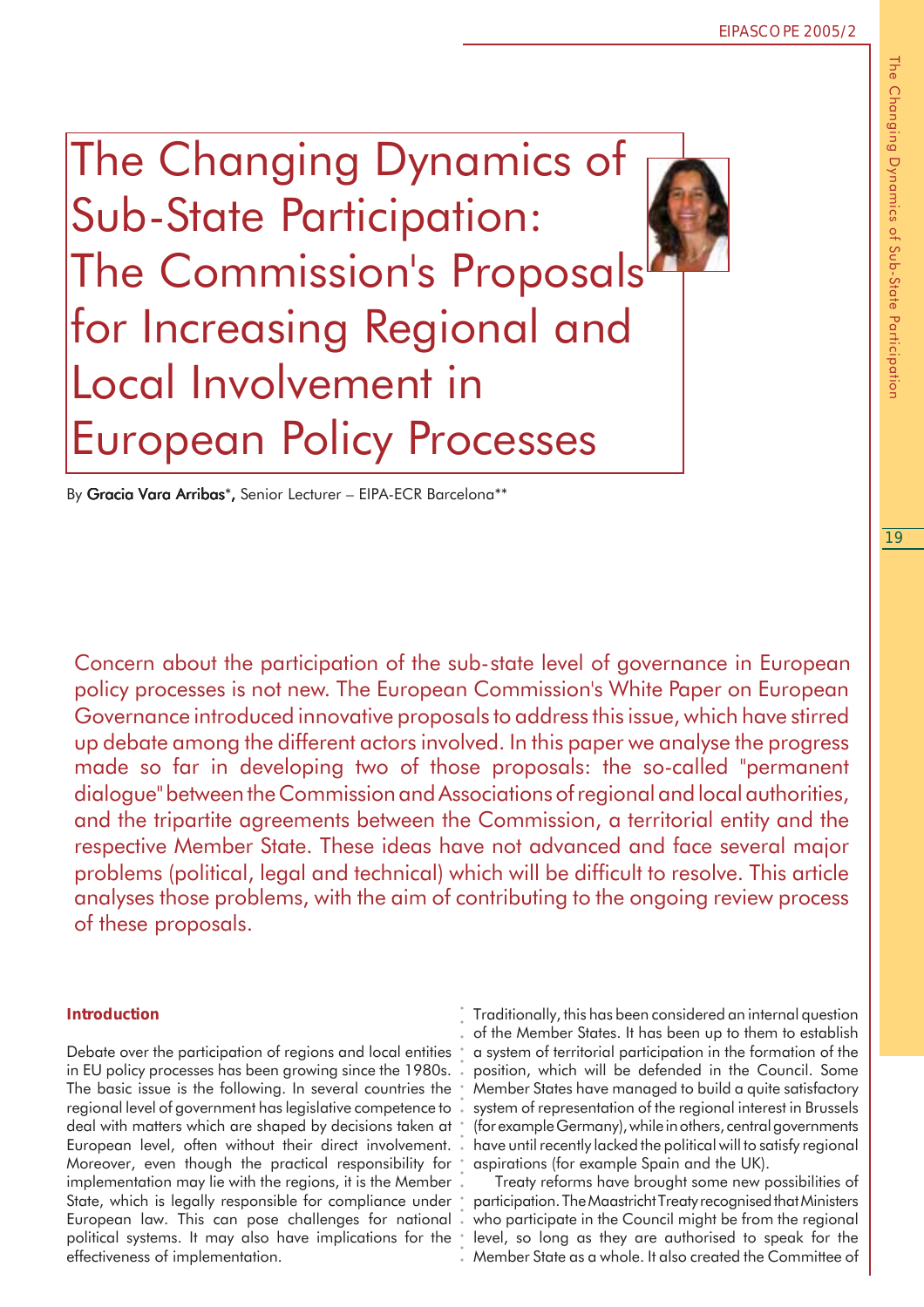# The Changing Dynamics of Sub-State Participation: The Commission's Proposals for Increasing Regional and Local Involvement in European Policy Processes

By **Gracia Vara Arribas***, Senior Lecturer – EIPA-ECR Barcelona**

Concern about the participation of the sub-state level of governance in European policy processes is not new. The European Commission's White Paper on European Governance introduced innovative proposals to address this issue, which have stirred up debate among the different actors involved. In this paper we analyse the progress made so far in developing two of those proposals: the so-called "permanent dialogue" between the Commission and Associations of regional and local authorities, and the tripartite agreements between the Commission, a territorial entity and the respective Member State. These ideas have not advanced and face several major problems (political, legal and technical) which will be difficult to resolve. This article analyses those problems, with the aim of contributing to the ongoing review process of these proposals.

## Introduction

Debate over the participation of regions and local entities in EU policy processes has been growing since the 1980s. The basic issue is the following. In several countries the regional level of government has legislative competence to deal with matters which are shaped by decisions taken at European level, often without their direct involvement. Moreover, even though the practical responsibility for implementation may lie with the regions, it is the Member State, which is legally responsible for compliance under European law. This can pose challenges for national political systems. It may also have implications for the effectiveness of implementation.

Traditionally, this has been considered an internal question of the Member States. It has been up to them to establish a system of territorial participation in the formation of the position, which will be defended in the Council. Some Member States have managed to build a quite satisfactory system of representation of the regional interest in Brussels (for example Germany), while in others, central governments have until recently lacked the political will to satisfy regional aspirations (for example Spain and the UK).

Treaty reforms have brought some new possibilities of participation. The Maastricht Treaty recognised that Ministers who participate in the Council might be from the regional level, so long as they are authorised to speak for the Member State as a whole. It also created the Committee of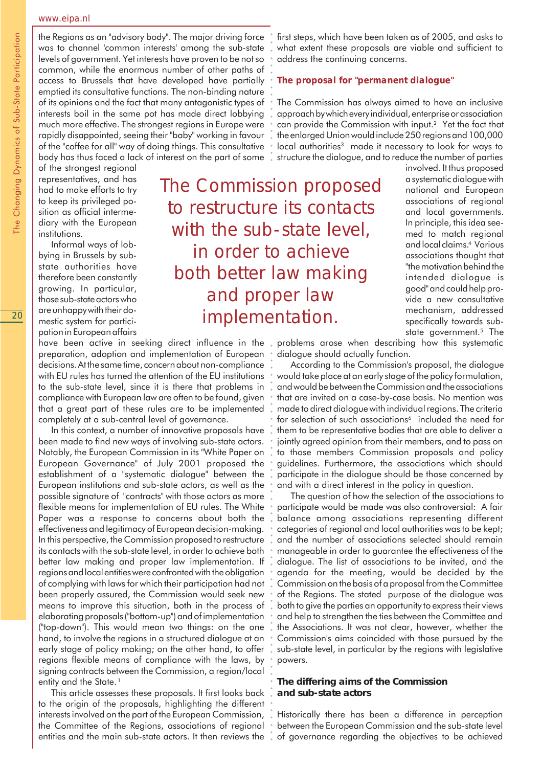the Regions as an "advisory body". The major driving force was to channel 'common interests' among the sub-state levels of government. Yet interests have proven to be not so common, while the enormous number of other paths of access to Brussels that have developed have partially emptied its consultative functions. The non-binding nature of its opinions and the fact that many antagonistic types of interests boil in the same pot has made direct lobbying much more effective. The strongest regions in Europe were rapidly disappointed, seeing their "baby" working in favour of the "coffee for all" way of doing things. This consultative body has thus faced a lack of interest on the part of some of the strongest regional representatives, and has had to make efforts to try to keep its privileged position as official intermediary with the European institutions.

Informal ways of lobbying in Brussels by sub-state authorities have therefore been constantly growing. In particular, those sub-state actors who are unhappy with their domestic system for participation in European affairs have been active in seeking direct influence in the preparation, adoption and implementation of European decisions. At the same time, concern about non-compliance with EU rules has turned the attention of the EU institutions to the sub-state level, since it is there that problems in compliance with European law are often to be found, given that a great part of these rules are to be implemented completely at a sub-central level of governance.

In this context, a number of innovative proposals have been made to find new ways of involving sub-state actors. Notably, the European Commission in its "White Paper on European Governance" of July 2001 proposed the establishment of a "systematic dialogue" between the European institutions and sub-state actors, as well as the possible signature of "contracts" with those actors as more flexible means for implementation of EU rules. The White Paper was a response to concerns about both the effectiveness and legitimacy of European decision-making. In this perspective, the Commission proposed to restructure its contacts with the sub-state level, in order to achieve both better law making and proper law implementation. If regions and local entities were confronted with the obligation of complying with laws for which their participation had not been properly assured, the Commission would seek new means to improve this situation, both in the process of elaborating proposals ("bottom-up") and of implementation ("top-down"). This would mean two things: on the one hand, to involve the regions in a structured dialogue at an early stage of policy making; on the other hand, to offer regions flexible means of compliance with the laws, by signing contracts between the Commission, a region/local entity and the State.[1]

This article assesses these proposals. It first looks back to the origin of the proposals, highlighting the different interests involved on the part of the European Commission, the Committee of the Regions, associations of regional entities and the main sub-state actors. It then reviews the first steps, which have been taken as of 2005, and asks to what extent these proposals are viable and sufficient to address the continuing concerns.

> The Commission proposed to restructure its contacts with the sub-state level, in order to achieve both better law making and proper law implementation.

## The proposal for "permanent dialogue"

The Commission has always aimed to have an inclusive approach by which every individual, enterprise or association can provide the Commission with input.[2] Yet the fact that the enlarged Union would include 250 regions and 100,000 local authorities[3] made it necessary to look for ways to structure the dialogue, and to reduce the number of parties involved. It thus proposed a systematic dialogue with national and European associations of regional and local governments. In principle, this idea seemed to match regional and local claims.[4] Various associations thought that "the motivation behind the intended dialogue is good" and could help provide a new consultative mechanism, addressed specifically towards sub-state government.[5] The problems arose when describing how this systematic dialogue should actually function.

According to the Commission's proposal, the dialogue would take place at an early stage of the policy formulation, and would be between the Commission and the associations that are invited on a case-by-case basis. No mention was made to direct dialogue with individual regions. The criteria for selection of such associations[6] included the need for them to be representative bodies that are able to deliver a jointly agreed opinion from their members, and to pass on to those members Commission proposals and policy guidelines. Furthermore, the associations which should participate in the dialogue should be those concerned by and with a direct interest in the policy in question.

The question of how the selection of the associations to participate would be made was also controversial: A fair balance among associations representing different categories of regional and local authorities was to be kept; and the number of associations selected should remain manageable in order to guarantee the effectiveness of the dialogue. The list of associations to be invited, and the agenda for the meeting, would be decided by the Commission on the basis of a proposal from the Committee of the Regions. The stated purpose of the dialogue was both to give the parties an opportunity to express their views and help to strengthen the ties between the Committee and the Associations. It was not clear, however, whether the Commission's aims coincided with those pursued by the sub-state level, in particular by the regions with legislative powers.

## The differing aims of the Commission and sub-state actors

Historically there has been a difference in perception between the European Commission and the sub-state level of governance regarding the objectives to be achieved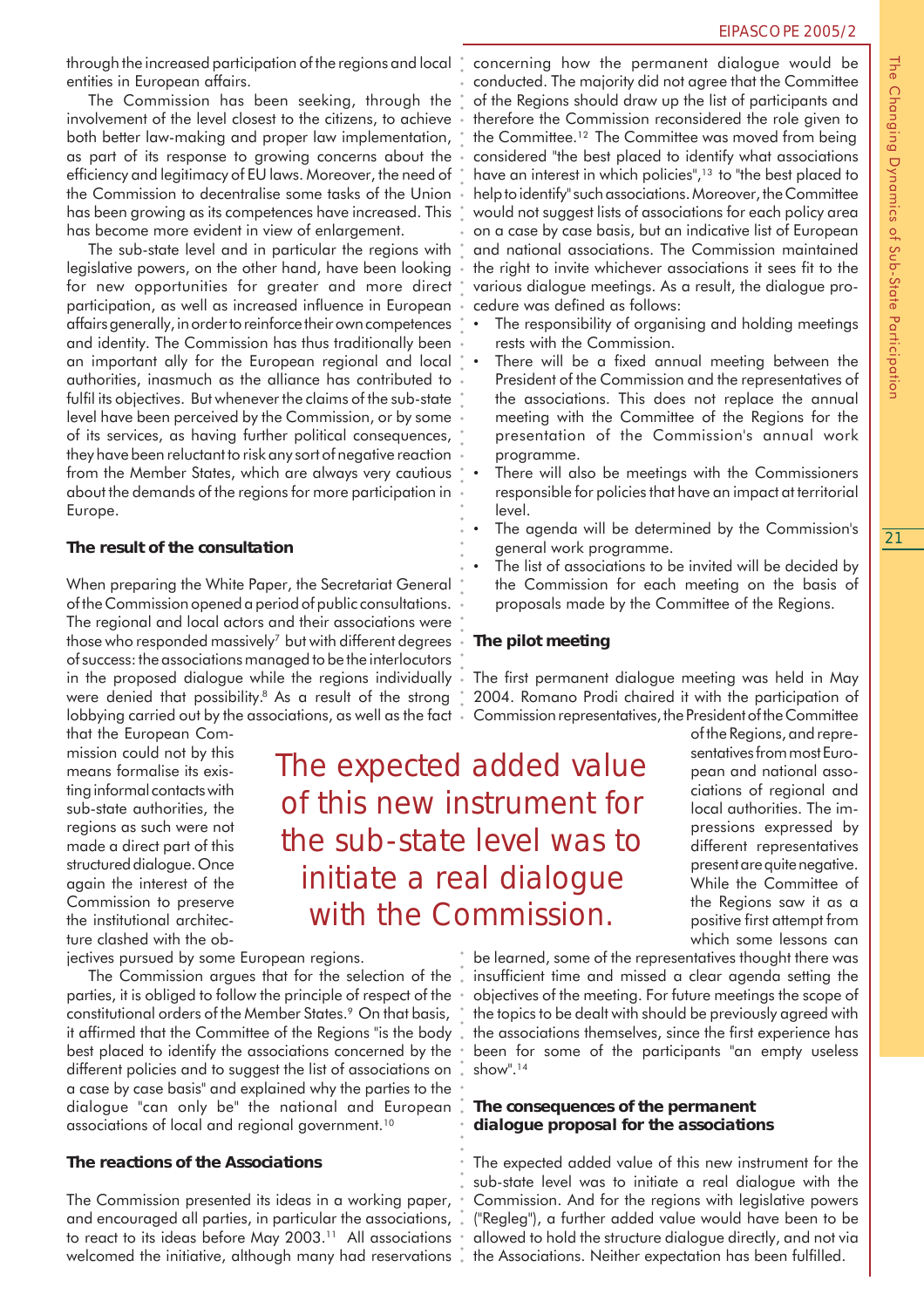through the increased participation of the regions and local entities in European affairs.

The Commission has been seeking, through the involvement of the level closest to the citizens, to achieve both better law-making and proper law implementation, as part of its response to growing concerns about the efficiency and legitimacy of EU laws. Moreover, the need of the Commission to decentralise some tasks of the Union has been growing as its competences have increased. This has become more evident in view of enlargement.

The sub-state level and in particular the regions with legislative powers, on the other hand, have been looking for new opportunities for greater and more direct participation, as well as increased influence in European affairs generally, in order to reinforce their own competences and identity. The Commission has thus traditionally been an important ally for the European regional and local authorities, inasmuch as the alliance has contributed to fulfil its objectives. But whenever the claims of the sub-state level have been perceived by the Commission, or by some of its services, as having further political consequences, they have been reluctant to risk any sort of negative reaction from the Member States, which are always very cautious about the demands of the regions for more participation in Europe.

### The result of the consultation

When preparing the White Paper, the Secretariat General of the Commission opened a period of public consultations. The regional and local actors and their associations were those who responded massively[7] but with different degrees of success: the associations managed to be the interlocutors in the proposed dialogue while the regions individually were denied that possibility.[8] As a result of the strong lobbying carried out by the associations, as well as the fact that the European Commission could not by this means formalise its existing informal contacts with sub-state authorities, the regions as such were not made a direct part of this structured dialogue. Once again the interest of the Commission to preserve the institutional architecture clashed with the objectives pursued by some European regions.

The Commission argues that for the selection of the parties, it is obliged to follow the principle of respect of the constitutional orders of the Member States.[9] On that basis, it affirmed that the Committee of the Regions "is the body best placed to identify the associations concerned by the different policies and to suggest the list of associations on a case by case basis" and explained why the parties to the dialogue "can only be" the national and European associations of local and regional government.[10]

### The reactions of the Associations

The Commission presented its ideas in a working paper, and encouraged all parties, in particular the associations, to react to its ideas before May 2003.[11] All associations welcomed the initiative, although many had reservations concerning how the permanent dialogue would be conducted. The majority did not agree that the Committee of the Regions should draw up the list of participants and therefore the Commission reconsidered the role given to the Committee.[12] The Committee was moved from being considered "the best placed to identify what associations have an interest in which policies",[13] to "the best placed to help to identify" such associations. Moreover, the Committee would not suggest lists of associations for each policy area on a case by case basis, but an indicative list of European and national associations. The Commission maintained the right to invite whichever associations it sees fit to the various dialogue meetings. As a result, the dialogue procedure was defined as follows:

- The responsibility of organising and holding meetings rests with the Commission.
- There will be a fixed annual meeting between the President of the Commission and the representatives of the associations. This does not replace the annual meeting with the Committee of the Regions for the presentation of the Commission's annual work programme.
- There will also be meetings with the Commissioners responsible for policies that have an impact at territorial level.
- The agenda will be determined by the Commission's general work programme.
- The list of associations to be invited will be decided by the Commission for each meeting on the basis of proposals made by the Committee of the Regions.

### The pilot meeting

The first permanent dialogue meeting was held in May 2004. Romano Prodi chaired it with the participation of Commission representatives, the President of the Committee of the Regions, and representatives from most European and national associations of regional and local authorities. The impressions expressed by different representatives present are quite negative. While the Committee of the Regions saw it as a positive first attempt from which some lessons can be learned, some of the representatives thought there was insufficient time and missed a clear agenda setting the objectives of the meeting. For future meetings the scope of the topics to be dealt with should be previously agreed with the associations themselves, since the first experience has been for some of the participants "an empty useless show".[14]

> The expected added value of this new instrument for the sub-state level was to initiate a real dialogue with the Commission.

### The consequences of the permanent dialogue proposal for the associations

The expected added value of this new instrument for the sub-state level was to initiate a real dialogue with the Commission. And for the regions with legislative powers ("Regleg"), a further added value would have been to be allowed to hold the structure dialogue directly, and not via the Associations. Neither expectation has been fulfilled.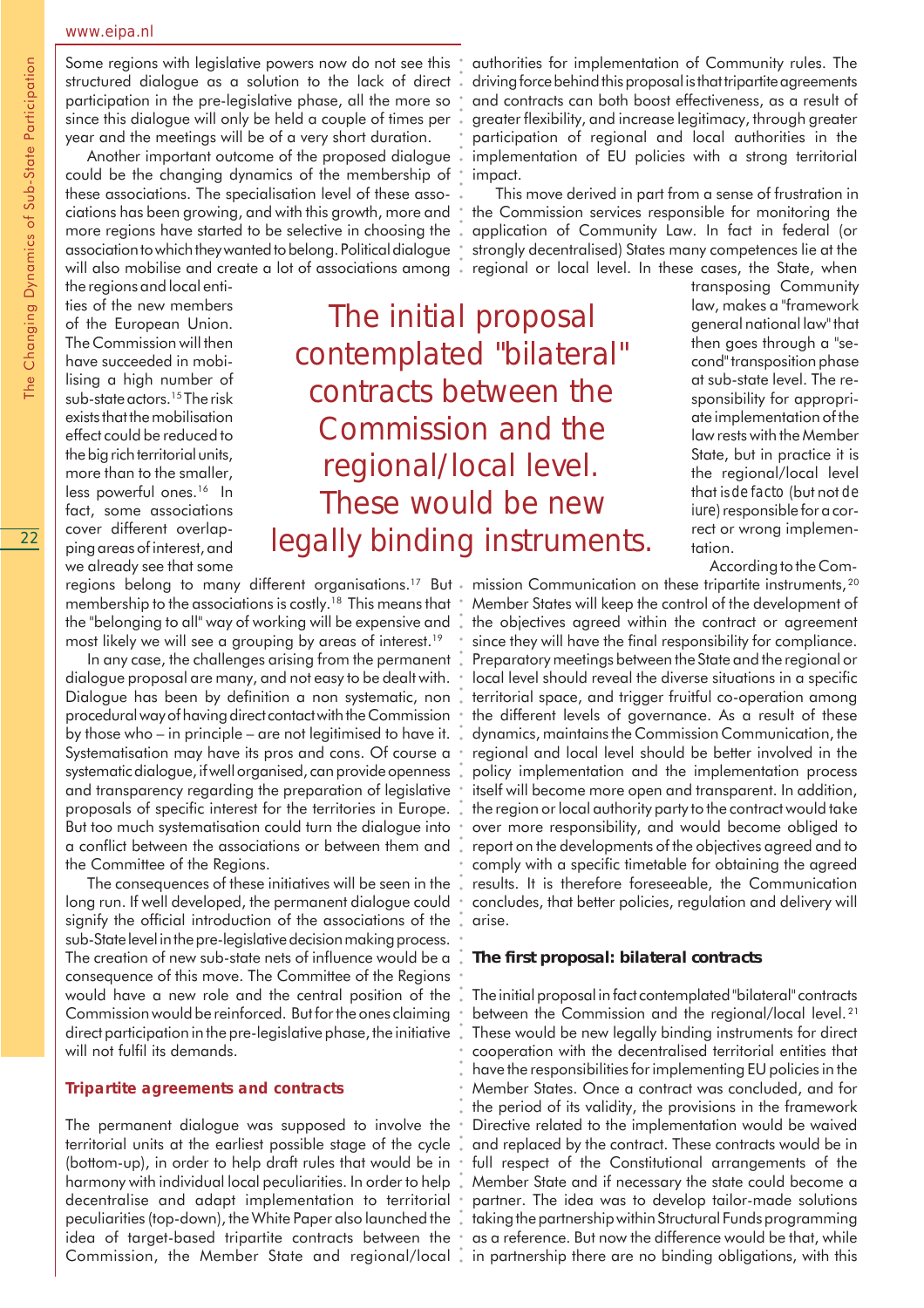Some regions with legislative powers now do not see this structured dialogue as a solution to the lack of direct participation in the pre-legislative phase, all the more so since this dialogue will only be held a couple of times per year and the meetings will be of a very short duration.

Another important outcome of the proposed dialogue could be the changing dynamics of the membership of these associations. The specialisation level of these associations has been growing, and with this growth, more and more regions have started to be selective in choosing the association to which they wanted to belong. Political dialogue will also mobilise and create a lot of associations among the regions and local entities of the new members of the European Union. The Commission will then have succeeded in mobilising a high number of sub-state actors.[15] The risk exists that the mobilisation effect could be reduced to the big rich territorial units, more than to the smaller, less powerful ones.[16] In fact, some associations cover different overlapping areas of interest, and we already see that some regions belong to many different organisations.[17] But membership to the associations is costly.[18] This means that the "belonging to all" way of working will be expensive and most likely we will see a grouping by areas of interest.[19]

In any case, the challenges arising from the permanent dialogue proposal are many, and not easy to be dealt with. Dialogue has been by definition a non systematic, non procedural way of having direct contact with the Commission by those who – in principle – are not legitimised to have it. Systematisation may have its pros and cons. Of course a systematic dialogue, if well organised, can provide openness and transparency regarding the preparation of legislative proposals of specific interest for the territories in Europe. But too much systematisation could turn the dialogue into a conflict between the associations or between them and the Committee of the Regions.

The consequences of these initiatives will be seen in the long run. If well developed, the permanent dialogue could signify the official introduction of the associations of the sub-State level in the pre-legislative decision making process. The creation of new sub-state nets of influence would be a consequence of this move. The Committee of the Regions would have a new role and the central position of the Commission would be reinforced. But for the ones claiming direct participation in the pre-legislative phase, the initiative will not fulfil its demands.

### Tripartite agreements and contracts

The permanent dialogue was supposed to involve the territorial units at the earliest possible stage of the cycle (bottom-up), in order to help draft rules that would be in harmony with individual local peculiarities. In order to help decentralise and adapt implementation to territorial peculiarities (top-down), the White Paper also launched the idea of target-based tripartite contracts between the Commission, the Member State and regional/local authorities for implementation of Community rules. The driving force behind this proposal is that tripartite agreements and contracts can both boost effectiveness, as a result of greater flexibility, and increase legitimacy, through greater participation of regional and local authorities in the implementation of EU policies with a strong territorial impact.

This move derived in part from a sense of frustration in the Commission services responsible for monitoring the application of Community Law. In fact in federal (or strongly decentralised) States many competences lie at the regional or local level. In these cases, the State, when transposing Community law, makes a "framework general national law" that then goes through a "second" transposition phase at sub-state level. The responsibility for appropriate implementation of the law rests with the Member State, but in practice it is the regional/local level that is *de facto* (but not *de iure*) responsible for a correct or wrong implementation.

According to the Commission Communication on these tripartite instruments,[20] Member States will keep the control of the development of the objectives agreed within the contract or agreement since they will have the final responsibility for compliance. Preparatory meetings between the State and the regional or local level should reveal the diverse situations in a specific territorial space, and trigger fruitful co-operation among the different levels of governance. As a result of these dynamics, maintains the Commission Communication, the regional and local level should be better involved in the policy implementation and the implementation process itself will become more open and transparent. In addition, the region or local authority party to the contract would take over more responsibility, and would become obliged to report on the developments of the objectives agreed and to comply with a specific timetable for obtaining the agreed results. It is therefore foreseeable, the Communication concludes, that better policies, regulation and delivery will arise.

> The initial proposal contemplated "bilateral" contracts between the Commission and the regional/local level. These would be new legally binding instruments.

### The first proposal: bilateral contracts

The initial proposal in fact contemplated "bilateral" contracts between the Commission and the regional/local level.[21] These would be new legally binding instruments for direct cooperation with the decentralised territorial entities that have the responsibilities for implementing EU policies in the Member States. Once a contract was concluded, and for the period of its validity, the provisions in the framework Directive related to the implementation would be waived and replaced by the contract. These contracts would be in full respect of the Constitutional arrangements of the Member State and if necessary the state could become a partner. The idea was to develop tailor-made solutions taking the partnership within Structural Funds programming as a reference. But now the difference would be that, while in partnership there are no binding obligations, with this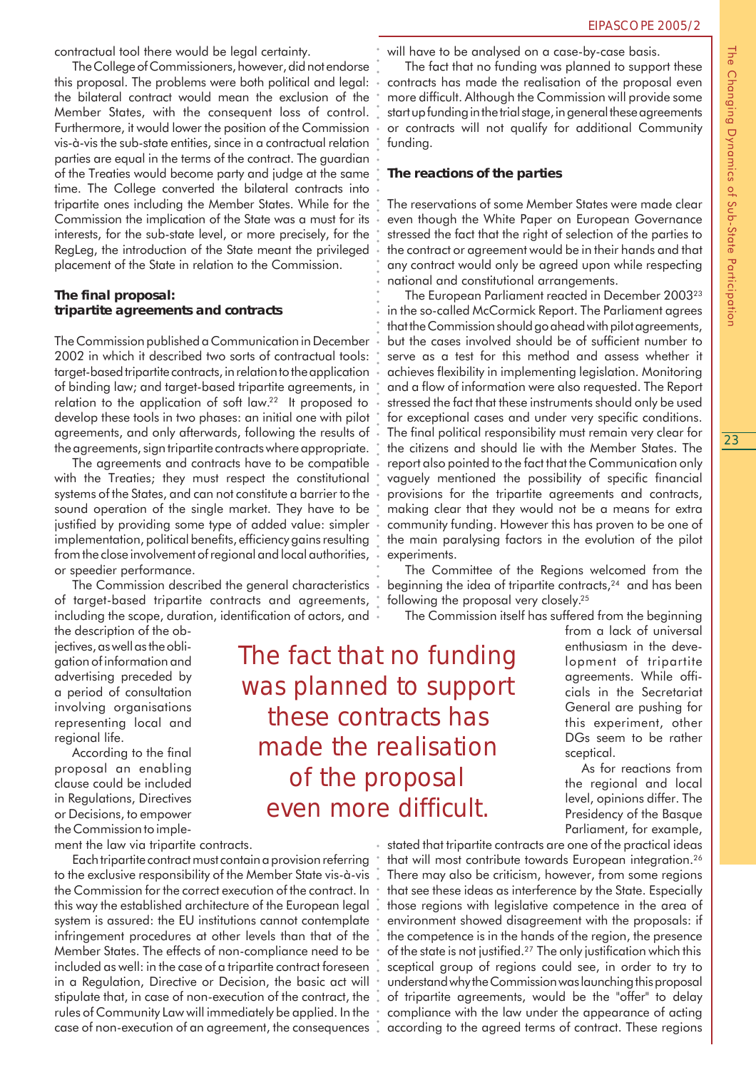contractual tool there would be legal certainty.

The College of Commissioners, however, did not endorse this proposal. The problems were both political and legal: the bilateral contract would mean the exclusion of the Member States, with the consequent loss of control. Furthermore, it would lower the position of the Commission vis-à-vis the sub-state entities, since in a contractual relation parties are equal in the terms of the contract. The guardian of the Treaties would become party and judge at the same time. The College converted the bilateral contracts into tripartite ones including the Member States. While for the Commission the implication of the State was a must for its interests, for the sub-state level, or more precisely, for the RegLeg, the introduction of the State meant the privileged placement of the State in relation to the Commission.

**The final proposal: tripartite agreements and contracts**

The Commission published a Communication in December 2002 in which it described two sorts of contractual tools: target-based tripartite contracts, in relation to the application of binding law; and target-based tripartite agreements, in relation to the application of soft law.[22] It proposed to develop these tools in two phases: an initial one with pilot agreements, and only afterwards, following the results of the agreements, sign tripartite contracts where appropriate.

The agreements and contracts have to be compatible with the Treaties; they must respect the constitutional systems of the States, and can not constitute a barrier to the sound operation of the single market. They have to be justified by providing some type of added value: simpler implementation, political benefits, efficiency gains resulting from the close involvement of regional and local authorities, or speedier performance.

The Commission described the general characteristics of target-based tripartite contracts and agreements, including the scope, duration, identification of actors, and the description of the objectives, as well as the obligation of information and advertising preceded by a period of consultation involving organisations representing local and regional life.

According to the final proposal an enabling clause could be included in Regulations, Directives or Decisions, to empower the Commission to implement the law via tripartite contracts.

Each tripartite contract must contain a provision referring to the exclusive responsibility of the Member State vis-à-vis the Commission for the correct execution of the contract. In this way the established architecture of the European legal system is assured: the EU institutions cannot contemplate infringement procedures at other levels than that of the Member States. The effects of non-compliance need to be included as well: in the case of a tripartite contract foreseen in a Regulation, Directive or Decision, the basic act will stipulate that, in case of non-execution of the contract, the rules of Community Law will immediately be applied. In the case of non-execution of an agreement, the consequences will have to be analysed on a case-by-case basis.

The fact that no funding was planned to support these contracts has made the realisation of the proposal even more difficult. Although the Commission will provide some start up funding in the trial stage, in general these agreements or contracts will not qualify for additional Community funding.

**The reactions of the parties**

The reservations of some Member States were made clear even though the White Paper on European Governance stressed the fact that the right of selection of the parties to the contract or agreement would be in their hands and that any contract would only be agreed upon while respecting national and constitutional arrangements.

The European Parliament reacted in December 2003[23] in the so-called McCormick Report. The Parliament agrees that the Commission should go ahead with pilot agreements, but the cases involved should be of sufficient number to serve as a test for this method and assess whether it achieves flexibility in implementing legislation. Monitoring and a flow of information were also requested. The Report stressed the fact that these instruments should only be used for exceptional cases and under very specific conditions. The final political responsibility must remain very clear for the citizens and should lie with the Member States. The report also pointed to the fact that the Communication only vaguely mentioned the possibility of specific financial provisions for the tripartite agreements and contracts, making clear that they would not be a means for extra community funding. However this has proven to be one of the main paralysing factors in the evolution of the pilot experiments.

The Committee of the Regions welcomed from the beginning the idea of tripartite contracts,[24] and has been following the proposal very closely.[25]

The Commission itself has suffered from the beginning from a lack of universal enthusiasm in the development of tripartite agreements. While officials in the Secretariat General are pushing for this experiment, other DGs seem to be rather sceptical.

As for reactions from the regional and local level, opinions differ. The Presidency of the Basque Parliament, for example, stated that tripartite contracts are one of the practical ideas that will most contribute towards European integration.[26] There may also be criticism, however, from some regions that see these ideas as interference by the State. Especially those regions with legislative competence in the area of environment showed disagreement with the proposals: if the competence is in the hands of the region, the presence of the state is not justified.[27] The only justification which this sceptical group of regions could see, in order to try to understand why the Commission was launching this proposal of tripartite agreements, would be the "offer" to delay compliance with the law under the appearance of acting according to the agreed terms of contract. These regions

> The fact that no funding was planned to support these contracts has made the realisation of the proposal even more difficult.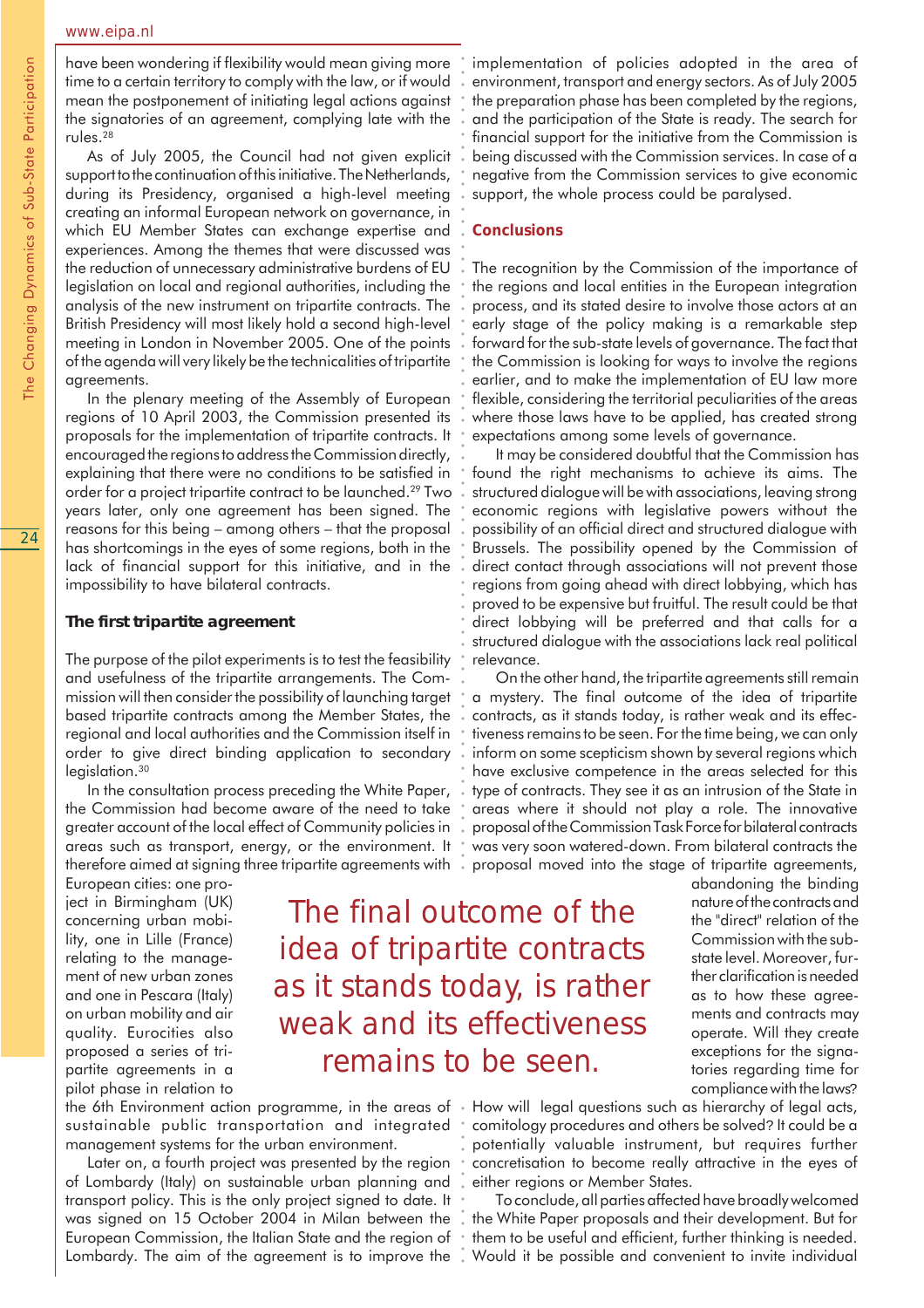have been wondering if flexibility would mean giving more time to a certain territory to comply with the law, or if would mean the postponement of initiating legal actions against the signatories of an agreement, complying late with the rules.[28]

As of July 2005, the Council had not given explicit support to the continuation of this initiative. The Netherlands, during its Presidency, organised a high-level meeting creating an informal European network on governance, in which EU Member States can exchange expertise and experiences. Among the themes that were discussed was the reduction of unnecessary administrative burdens of EU legislation on local and regional authorities, including the analysis of the new instrument on tripartite contracts. The British Presidency will most likely hold a second high-level meeting in London in November 2005. One of the points of the agenda will very likely be the technicalities of tripartite agreements.

In the plenary meeting of the Assembly of European regions of 10 April 2003, the Commission presented its proposals for the implementation of tripartite contracts. It encouraged the regions to address the Commission directly, explaining that there were no conditions to be satisfied in order for a project tripartite contract to be launched.[29] Two years later, only one agreement has been signed. The reasons for this being – among others – that the proposal has shortcomings in the eyes of some regions, both in the lack of financial support for this initiative, and in the impossibility to have bilateral contracts.

### The first tripartite agreement

The purpose of the pilot experiments is to test the feasibility and usefulness of the tripartite arrangements. The Commission will then consider the possibility of launching target based tripartite contracts among the Member States, the regional and local authorities and the Commission itself in order to give direct binding application to secondary legislation.[30]

In the consultation process preceding the White Paper, the Commission had become aware of the need to take greater account of the local effect of Community policies in areas such as transport, energy, or the environment. It therefore aimed at signing three tripartite agreements with European cities: one project in Birmingham (UK) concerning urban mobility, one in Lille (France) relating to the management of new urban zones and one in Pescara (Italy) on urban mobility and air quality. Eurocities also proposed a series of tripartite agreements in a pilot phase in relation to the 6th Environment action programme, in the areas of sustainable public transportation and integrated management systems for the urban environment.

Later on, a fourth project was presented by the region of Lombardy (Italy) on sustainable urban planning and transport policy. This is the only project signed to date. It was signed on 15 October 2004 in Milan between the European Commission, the Italian State and the region of Lombardy. The aim of the agreement is to improve the implementation of policies adopted in the area of environment, transport and energy sectors. As of July 2005 the preparation phase has been completed by the regions, and the participation of the State is ready. The search for financial support for the initiative from the Commission is being discussed with the Commission services. In case of a negative from the Commission services to give economic support, the whole process could be paralysed.

### Conclusions

The recognition by the Commission of the importance of the regions and local entities in the European integration process, and its stated desire to involve those actors at an early stage of the policy making is a remarkable step forward for the sub-state levels of governance. The fact that the Commission is looking for ways to involve the regions earlier, and to make the implementation of EU law more flexible, considering the territorial peculiarities of the areas where those laws have to be applied, has created strong expectations among some levels of governance.

It may be considered doubtful that the Commission has found the right mechanisms to achieve its aims. The structured dialogue will be with associations, leaving strong economic regions with legislative powers without the possibility of an official direct and structured dialogue with Brussels. The possibility opened by the Commission of direct contact through associations will not prevent those regions from going ahead with direct lobbying, which has proved to be expensive but fruitful. The result could be that direct lobbying will be preferred and that calls for a structured dialogue with the associations lack real political relevance.

On the other hand, the tripartite agreements still remain a mystery. The final outcome of the idea of tripartite contracts, as it stands today, is rather weak and its effectiveness remains to be seen. For the time being, we can only inform on some scepticism shown by several regions which have exclusive competence in the areas selected for this type of contracts. They see it as an intrusion of the State in areas where it should not play a role. The innovative proposal of the Commission Task Force for bilateral contracts was very soon watered-down. From bilateral contracts the proposal moved into the stage of tripartite agreements, abandoning the binding nature of the contracts and the "direct" relation of the Commission with the sub-state level. Moreover, further clarification is needed as to how these agreements and contracts may operate. Will they create exceptions for the signatories regarding time for compliance with the laws? How will legal questions such as hierarchy of legal acts, comitology procedures and others be solved? It could be a potentially valuable instrument, but requires further concretisation to become really attractive in the eyes of either regions or Member States.

> The final outcome of the idea of tripartite contracts as it stands today, is rather weak and its effectiveness remains to be seen.

To conclude, all parties affected have broadly welcomed the White Paper proposals and their development. But for them to be useful and efficient, further thinking is needed. Would it be possible and convenient to invite individual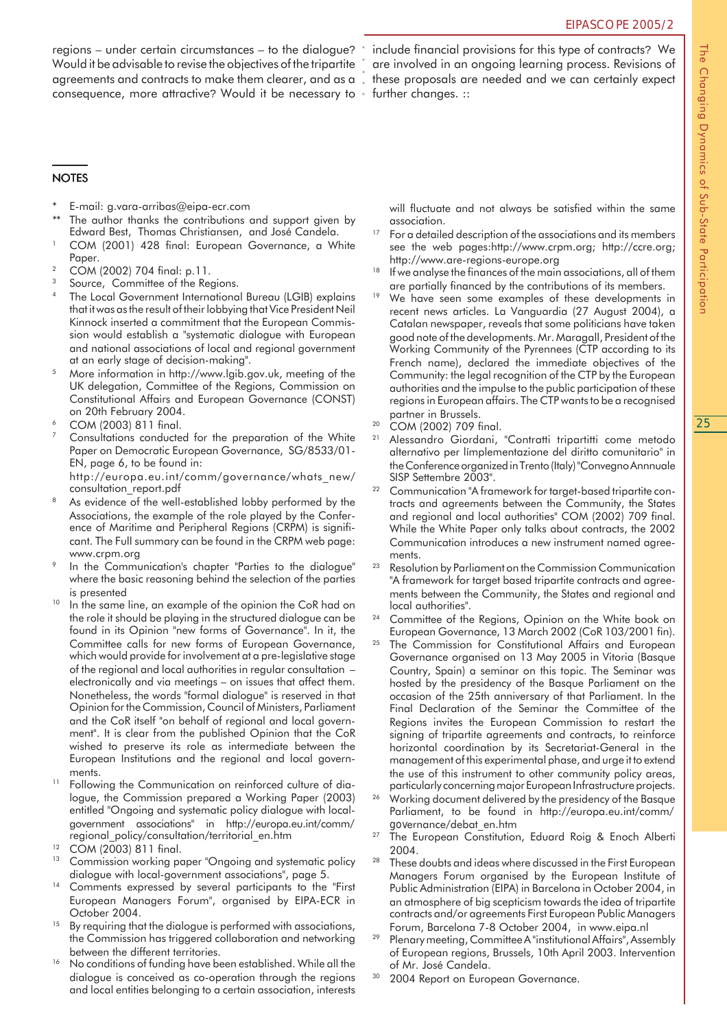regions – under certain circumstances – to the dialogue? Would it be advisable to revise the objectives of the tripartite agreements and contracts to make them clearer, and as a consequence, more attractive? Would it be necessary to include financial provisions for this type of contracts? We are involved in an ongoing learning process. Revisions of these proposals are needed and we can certainly expect further changes. ::

## NOTES

- \* E-mail: g.vara-arribas@eipa-ecr.com
- \*\* The author thanks the contributions and support given by Edward Best, Thomas Christiansen, and José Candela.

1. COM (2001) 428 final: European Governance, a White Paper.
2. COM (2002) 704 final: p.11.
3. Source, Committee of the Regions.
4. The Local Government International Bureau (LGIB) explains that it was as the result of their lobbying that Vice President Neil Kinnock inserted a commitment that the European Commission would establish a "systematic dialogue with European and national associations of local and regional government at an early stage of decision-making".
5. More information in http://www.lgib.gov.uk, meeting of the UK delegation, Committee of the Regions, Commission on Constitutional Affairs and European Governance (CONST) on 20th February 2004.
6. COM (2003) 811 final.
7. Consultations conducted for the preparation of the White Paper on Democratic European Governance, SG/8533/01-EN, page 6, to be found in: http://europa.eu.int/comm/governance/whats_new/consultation_report.pdf
8. As evidence of the well-established lobby performed by the Associations, the example of the role played by the Conference of Maritime and Peripheral Regions (CRPM) is significant. The Full summary can be found in the CRPM web page: www.crpm.org
9. In the Communication's chapter "Parties to the dialogue" where the basic reasoning behind the selection of the parties is presented
10. In the same line, an example of the opinion the CoR had on the role it should be playing in the structured dialogue can be found in its Opinion "new forms of Governance". In it, the Committee calls for new forms of European Governance, which would provide for involvement at a pre-legislative stage of the regional and local authorities in regular consultation – electronically and via meetings – on issues that affect them. Nonetheless, the words "formal dialogue" is reserved in that Opinion for the Commission, Council of Ministers, Parliament and the CoR itself "on behalf of regional and local government". It is clear from the published Opinion that the CoR wished to preserve its role as intermediate between the European Institutions and the regional and local governments.
11. Following the Communication on reinforced culture of dialogue, the Commission prepared a Working Paper (2003) entitled "Ongoing and systematic policy dialogue with local-government associations" in http://europa.eu.int/comm/regional_policy/consultation/territorial_en.htm
12. COM (2003) 811 final.
13. Commission working paper "Ongoing and systematic policy dialogue with local-government associations", page 5.
14. Comments expressed by several participants to the "First European Managers Forum", organised by EIPA-ECR in October 2004.
15. By requiring that the dialogue is performed with associations, the Commission has triggered collaboration and networking between the different territories.
16. No conditions of funding have been established. While all the dialogue is conceived as co-operation through the regions and local entities belonging to a certain association, interests will fluctuate and not always be satisfied within the same association.
17. For a detailed description of the associations and its members see the web pages:http://www.crpm.org; http://ccre.org; http://www.are-regions-europe.org
18. If we analyse the finances of the main associations, all of them are partially financed by the contributions of its members.
19. We have seen some examples of these developments in recent news articles. La Vanguardia (27 August 2004), a Catalan newspaper, reveals that some politicians have taken good note of the developments. Mr. Maragall, President of the Working Community of the Pyrennees (CTP according to its French name), declared the immediate objectives of the Community: the legal recognition of the CTP by the European authorities and the impulse to the public participation of these regions in European affairs. The CTP wants to be a recognised partner in Brussels.
20. COM (2002) 709 final.
21. Alessandro Giordani, "Contratti tripartiti come metodo alternativo per límplementazione del diritto comunitario" in the Conference organized in Trento (Italy) "Convegno Annnuale SISP Settembre 2003".
22. Communication "A framework for target-based tripartite contracts and agreements between the Community, the States and regional and local authorities" COM (2002) 709 final. While the White Paper only talks about contracts, the 2002 Communication introduces a new instrument named agreements.
23. Resolution by Parliament on the Commission Communication "A framework for target based tripartite contracts and agreements between the Community, the States and regional and local authorities".
24. Committee of the Regions, Opinion on the White book on European Governance, 13 March 2002 (CoR 103/2001 fin).
25. The Commission for Constitutional Affairs and European Governance organised on 13 May 2005 in Vitoria (Basque Country, Spain) a seminar on this topic. The Seminar was hosted by the presidency of the Basque Parliament on the occasion of the 25th anniversary of that Parliament. In the Final Declaration of the Seminar the Committee of the Regions invites the European Commission to restart the signing of tripartite agreements and contracts, to reinforce horizontal coordination by its Secretariat-General in the management of this experimental phase, and urge it to extend the use of this instrument to other community policy areas, particularly concerning major European Infrastructure projects.
26. Working document delivered by the presidency of the Basque Parliament, to be found in http://europa.eu.int/comm/governance/debat_en.htm
27. The European Constitution, Eduard Roig & Enoch Alberti 2004.
28. These doubts and ideas where discussed in the First European Managers Forum organised by the European Institute of Public Administration (EIPA) in Barcelona in October 2004, in an atmosphere of big scepticism towards the idea of tripartite contracts and/or agreements First European Public Managers Forum, Barcelona 7-8 October 2004, in www.eipa.nl
29. Plenary meeting, Committee A "institutional Affairs", Assembly of European regions, Brussels, 10th April 2003. Intervention of Mr. José Candela.
30. 2004 Report on European Governance.